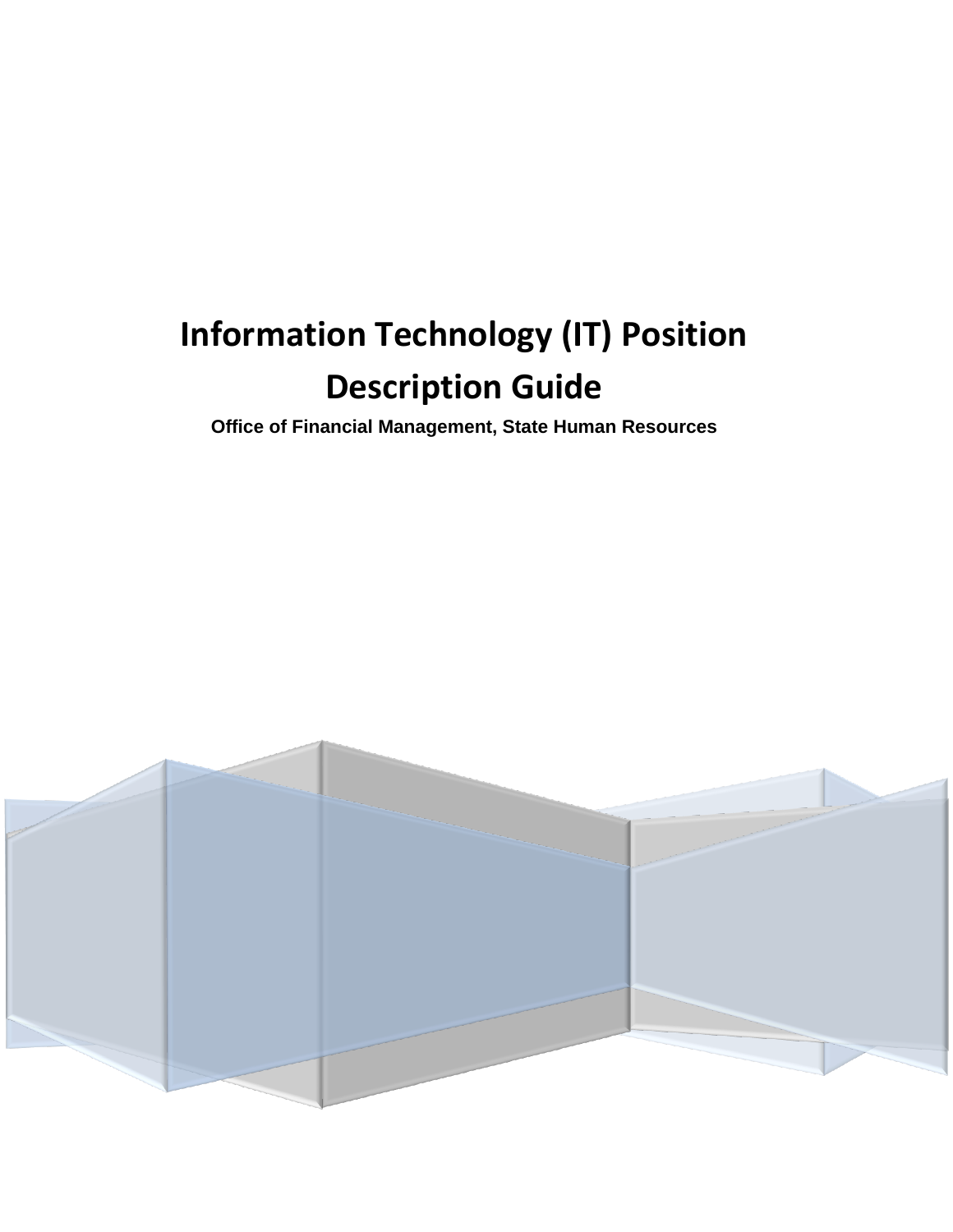# Information Technology (IT) Position Description Guide

**Office of Financial Management, State Human Resources**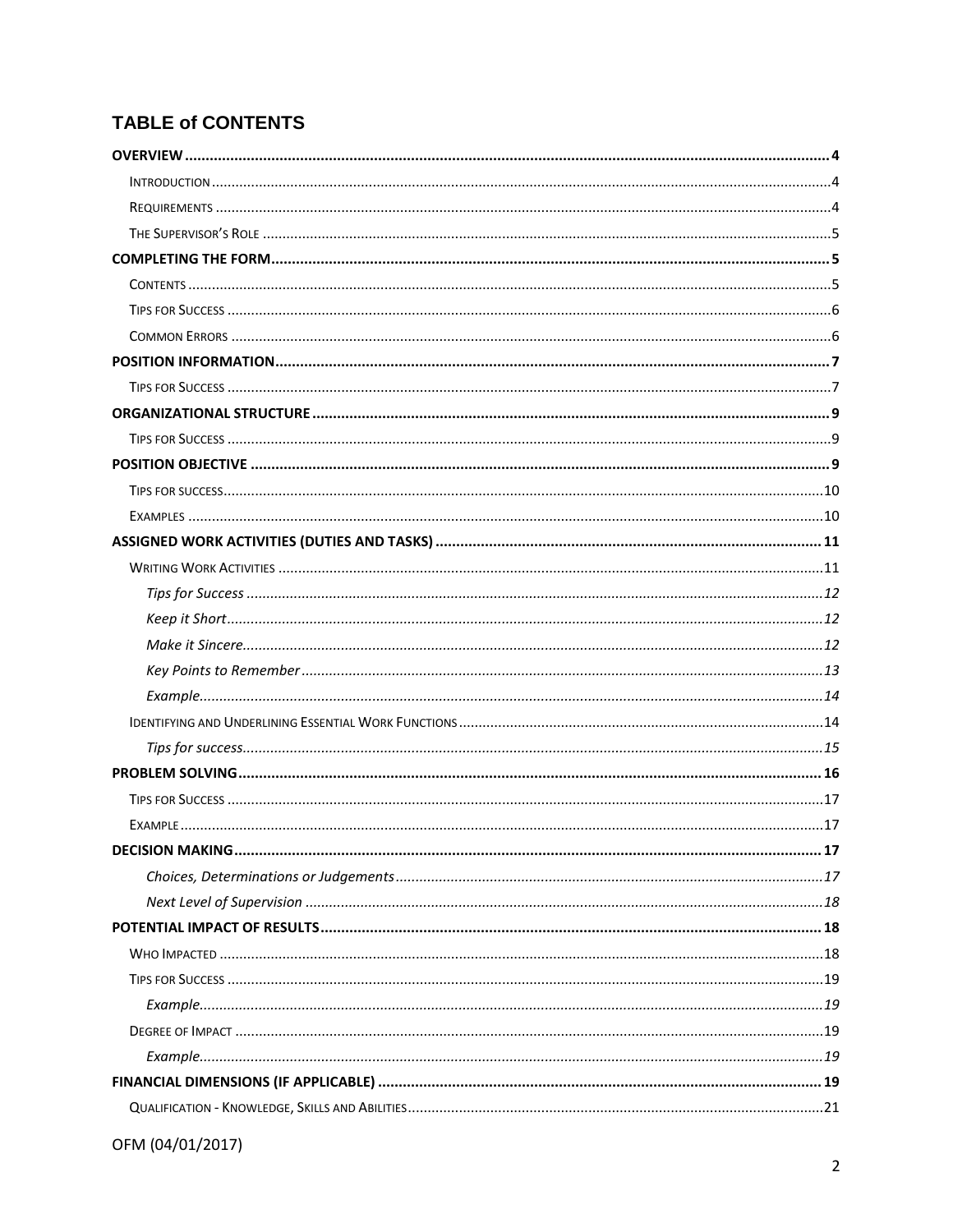## TABLE of CONTENTS

**OVERVIEW** .... **4**
- INTRODUCTION .... 4
- REQUIREMENTS .... 4
- THE SUPERVISOR'S ROLE .... 5

**COMPLETING THE FORM** .... **5**
- CONTENTS .... 5
- TIPS FOR SUCCESS .... 6
- COMMON ERRORS .... 6

**POSITION INFORMATION** .... **7**
- TIPS FOR SUCCESS .... 7

**ORGANIZATIONAL STRUCTURE** .... **9**
- TIPS FOR SUCCESS .... 9

**POSITION OBJECTIVE** .... **9**
- TIPS FOR SUCCESS .... 10
- EXAMPLES .... 10

**ASSIGNED WORK ACTIVITIES (DUTIES AND TASKS)** .... **11**
- WRITING WORK ACTIVITIES .... 11
  - *Tips for Success* .... *12*
  - *Keep it Short* .... *12*
  - *Make it Sincere* .... *12*
  - *Key Points to Remember* .... *13*
  - *Example* .... *14*
- IDENTIFYING AND UNDERLINING ESSENTIAL WORK FUNCTIONS .... 14
  - *Tips for success* .... *15*

**PROBLEM SOLVING** .... **16**
- TIPS FOR SUCCESS .... 17
- EXAMPLE .... 17

**DECISION MAKING** .... **17**
  - *Choices, Determinations or Judgements* .... *17*
  - *Next Level of Supervision* .... *18*

**POTENTIAL IMPACT OF RESULTS** .... **18**
- WHO IMPACTED .... 18
- TIPS FOR SUCCESS .... 19
  - *Example* .... *19*
- DEGREE OF IMPACT .... 19
  - *Example* .... *19*

**FINANCIAL DIMENSIONS (IF APPLICABLE)** .... **19**
- QUALIFICATION - KNOWLEDGE, SKILLS AND ABILITIES .... 21

OFM (04/01/2017)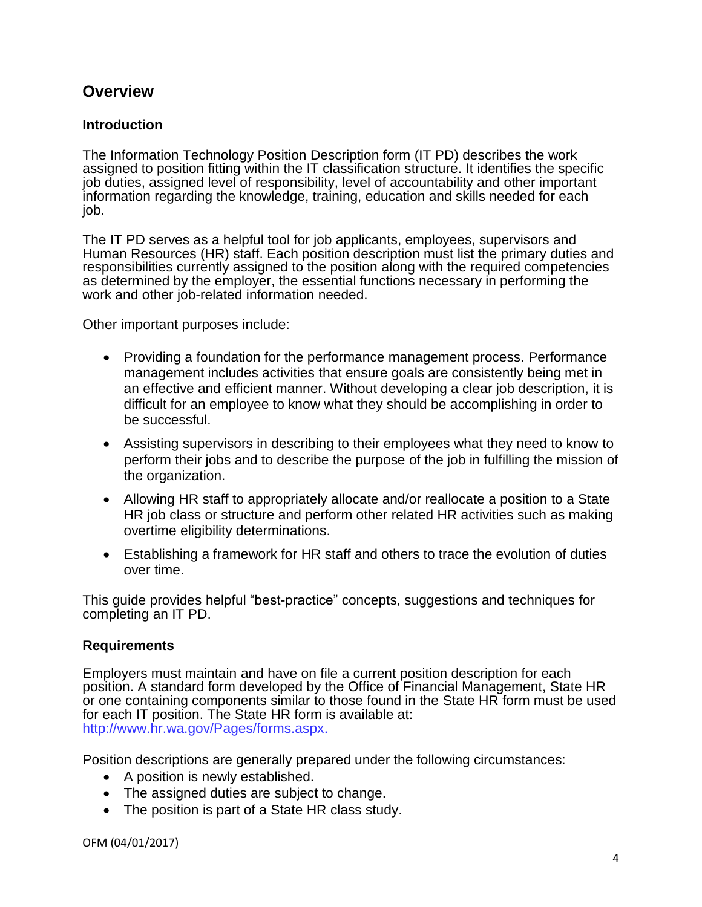## Overview

### Introduction

The Information Technology Position Description form (IT PD) describes the work assigned to position fitting within the IT classification structure. It identifies the specific job duties, assigned level of responsibility, level of accountability and other important information regarding the knowledge, training, education and skills needed for each job.

The IT PD serves as a helpful tool for job applicants, employees, supervisors and Human Resources (HR) staff. Each position description must list the primary duties and responsibilities currently assigned to the position along with the required competencies as determined by the employer, the essential functions necessary in performing the work and other job-related information needed.

Other important purposes include:

- Providing a foundation for the performance management process. Performance management includes activities that ensure goals are consistently being met in an effective and efficient manner. Without developing a clear job description, it is difficult for an employee to know what they should be accomplishing in order to be successful.
- Assisting supervisors in describing to their employees what they need to know to perform their jobs and to describe the purpose of the job in fulfilling the mission of the organization.
- Allowing HR staff to appropriately allocate and/or reallocate a position to a State HR job class or structure and perform other related HR activities such as making overtime eligibility determinations.
- Establishing a framework for HR staff and others to trace the evolution of duties over time.

This guide provides helpful "best-practice" concepts, suggestions and techniques for completing an IT PD.

### Requirements

Employers must maintain and have on file a current position description for each position. A standard form developed by the Office of Financial Management, State HR or one containing components similar to those found in the State HR form must be used for each IT position. The State HR form is available at: http://www.hr.wa.gov/Pages/forms.aspx.

Position descriptions are generally prepared under the following circumstances:

- A position is newly established.
- The assigned duties are subject to change.
- The position is part of a State HR class study.

OFM (04/01/2017)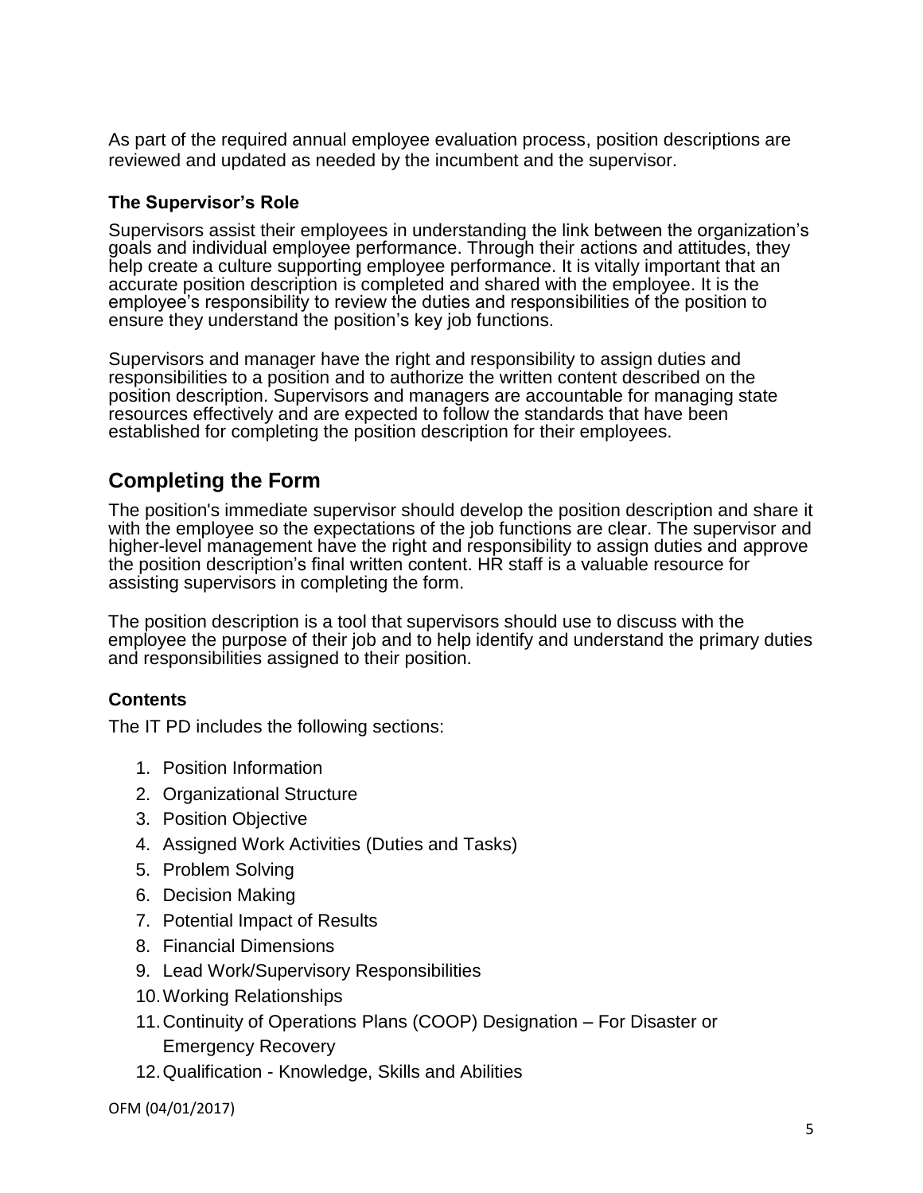As part of the required annual employee evaluation process, position descriptions are reviewed and updated as needed by the incumbent and the supervisor.

### The Supervisor's Role

Supervisors assist their employees in understanding the link between the organization's goals and individual employee performance. Through their actions and attitudes, they help create a culture supporting employee performance. It is vitally important that an accurate position description is completed and shared with the employee. It is the employee's responsibility to review the duties and responsibilities of the position to ensure they understand the position's key job functions.

Supervisors and manager have the right and responsibility to assign duties and responsibilities to a position and to authorize the written content described on the position description. Supervisors and managers are accountable for managing state resources effectively and are expected to follow the standards that have been established for completing the position description for their employees.

## Completing the Form

The position's immediate supervisor should develop the position description and share it with the employee so the expectations of the job functions are clear. The supervisor and higher-level management have the right and responsibility to assign duties and approve the position description's final written content. HR staff is a valuable resource for assisting supervisors in completing the form.

The position description is a tool that supervisors should use to discuss with the employee the purpose of their job and to help identify and understand the primary duties and responsibilities assigned to their position.

### Contents

The IT PD includes the following sections:

1. Position Information
2. Organizational Structure
3. Position Objective
4. Assigned Work Activities (Duties and Tasks)
5. Problem Solving
6. Decision Making
7. Potential Impact of Results
8. Financial Dimensions
9. Lead Work/Supervisory Responsibilities
10. Working Relationships
11. Continuity of Operations Plans (COOP) Designation – For Disaster or Emergency Recovery
12. Qualification - Knowledge, Skills and Abilities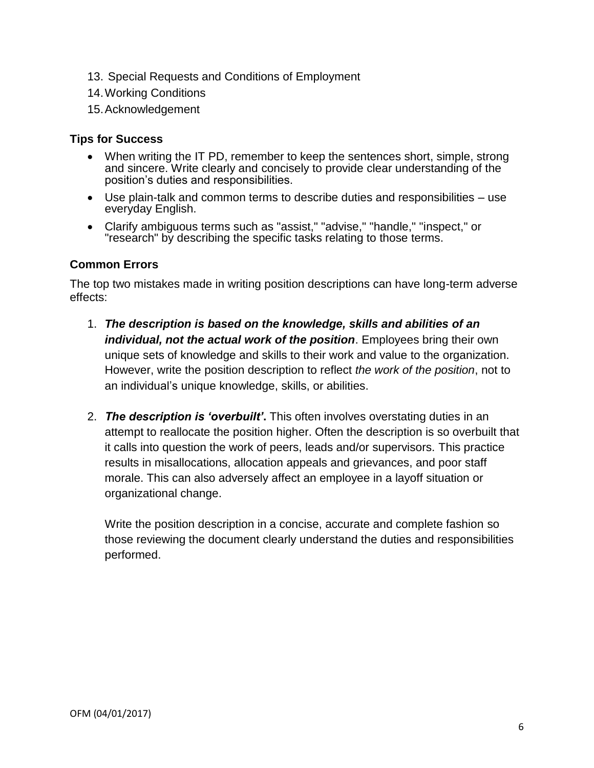13. Special Requests and Conditions of Employment
14. Working Conditions
15. Acknowledgement

### Tips for Success

- When writing the IT PD, remember to keep the sentences short, simple, strong and sincere. Write clearly and concisely to provide clear understanding of the position's duties and responsibilities.
- Use plain-talk and common terms to describe duties and responsibilities – use everyday English.
- Clarify ambiguous terms such as "assist," "advise," "handle," "inspect," or "research" by describing the specific tasks relating to those terms.

### Common Errors

The top two mistakes made in writing position descriptions can have long-term adverse effects:

1. ***The description is based on the knowledge, skills and abilities of an individual, not the actual work of the position***. Employees bring their own unique sets of knowledge and skills to their work and value to the organization. However, write the position description to reflect *the work of the position*, not to an individual's unique knowledge, skills, or abilities.

2. ***The description is 'overbuilt'*.** This often involves overstating duties in an attempt to reallocate the position higher. Often the description is so overbuilt that it calls into question the work of peers, leads and/or supervisors. This practice results in misallocations, allocation appeals and grievances, and poor staff morale. This can also adversely affect an employee in a layoff situation or organizational change.

   Write the position description in a concise, accurate and complete fashion so those reviewing the document clearly understand the duties and responsibilities performed.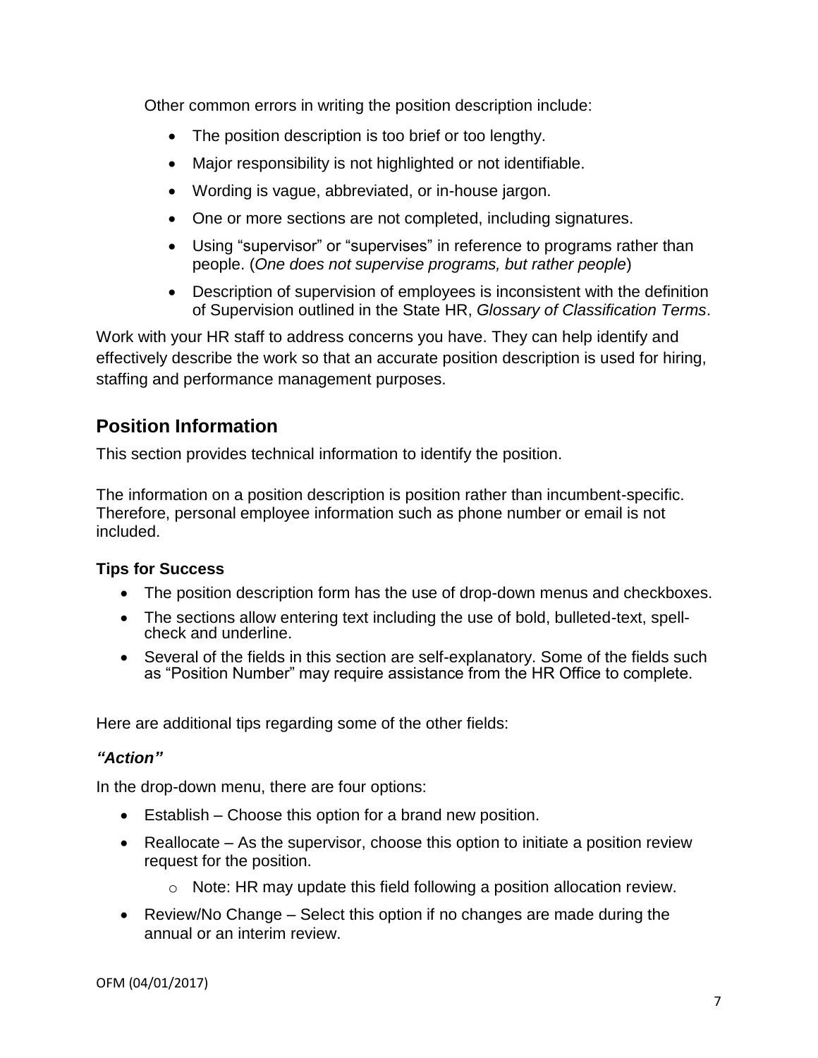Other common errors in writing the position description include:

- The position description is too brief or too lengthy.
- Major responsibility is not highlighted or not identifiable.
- Wording is vague, abbreviated, or in-house jargon.
- One or more sections are not completed, including signatures.
- Using “supervisor” or “supervises” in reference to programs rather than people. (*One does not supervise programs, but rather people*)
- Description of supervision of employees is inconsistent with the definition of Supervision outlined in the State HR, *Glossary of Classification Terms*.

Work with your HR staff to address concerns you have. They can help identify and effectively describe the work so that an accurate position description is used for hiring, staffing and performance management purposes.

## Position Information

This section provides technical information to identify the position.

The information on a position description is position rather than incumbent-specific. Therefore, personal employee information such as phone number or email is not included.

**Tips for Success**

- The position description form has the use of drop-down menus and checkboxes.
- The sections allow entering text including the use of bold, bulleted-text, spell-check and underline.
- Several of the fields in this section are self-explanatory. Some of the fields such as “Position Number” may require assistance from the HR Office to complete.

Here are additional tips regarding some of the other fields:

***“Action”***

In the drop-down menu, there are four options:

- Establish – Choose this option for a brand new position.
- Reallocate – As the supervisor, choose this option to initiate a position review request for the position.
  - Note: HR may update this field following a position allocation review.
- Review/No Change – Select this option if no changes are made during the annual or an interim review.

OFM (04/01/2017)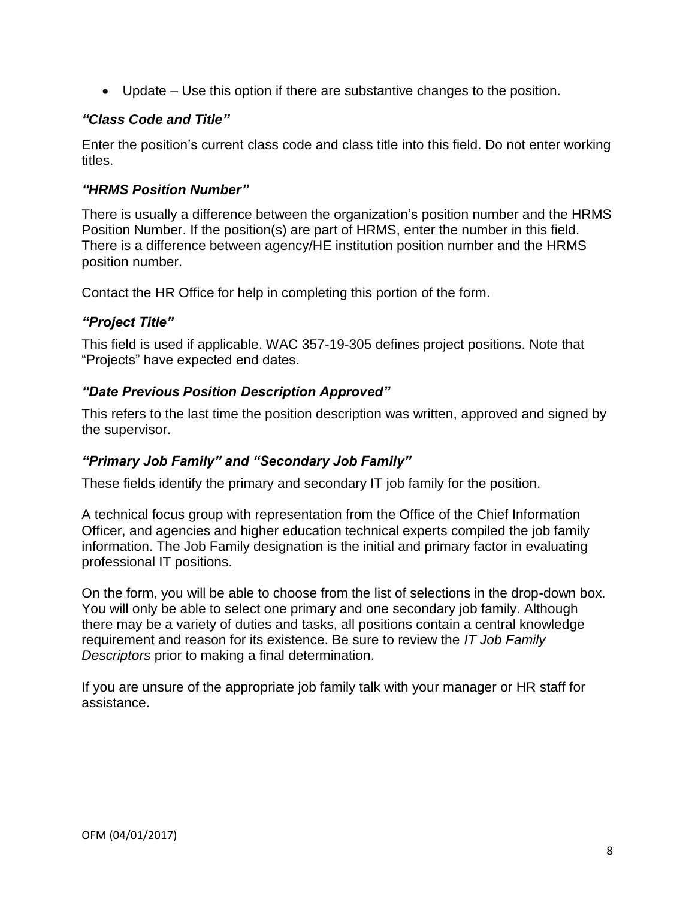- Update – Use this option if there are substantive changes to the position.

### *“Class Code and Title”*

Enter the position’s current class code and class title into this field. Do not enter working titles.

### *“HRMS Position Number”*

There is usually a difference between the organization’s position number and the HRMS Position Number. If the position(s) are part of HRMS, enter the number in this field. There is a difference between agency/HE institution position number and the HRMS position number.

Contact the HR Office for help in completing this portion of the form.

### *“Project Title”*

This field is used if applicable. WAC 357-19-305 defines project positions. Note that “Projects” have expected end dates.

### *“Date Previous Position Description Approved”*

This refers to the last time the position description was written, approved and signed by the supervisor.

### *“Primary Job Family” and “Secondary Job Family”*

These fields identify the primary and secondary IT job family for the position.

A technical focus group with representation from the Office of the Chief Information Officer, and agencies and higher education technical experts compiled the job family information. The Job Family designation is the initial and primary factor in evaluating professional IT positions.

On the form, you will be able to choose from the list of selections in the drop-down box. You will only be able to select one primary and one secondary job family. Although there may be a variety of duties and tasks, all positions contain a central knowledge requirement and reason for its existence. Be sure to review the *IT Job Family Descriptors* prior to making a final determination.

If you are unsure of the appropriate job family talk with your manager or HR staff for assistance.

OFM (04/01/2017)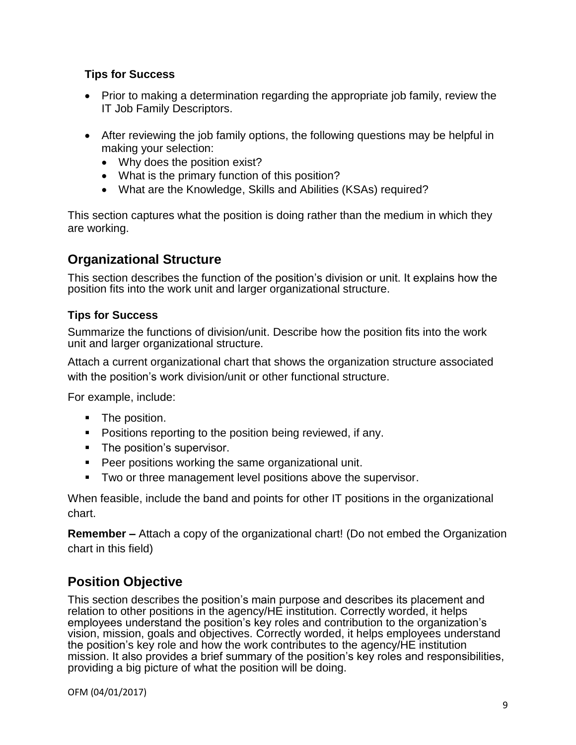**Tips for Success**

- Prior to making a determination regarding the appropriate job family, review the IT Job Family Descriptors.

- After reviewing the job family options, the following questions may be helpful in making your selection:
  - Why does the position exist?
  - What is the primary function of this position?
  - What are the Knowledge, Skills and Abilities (KSAs) required?

This section captures what the position is doing rather than the medium in which they are working.

## Organizational Structure

This section describes the function of the position's division or unit. It explains how the position fits into the work unit and larger organizational structure.

**Tips for Success**

Summarize the functions of division/unit. Describe how the position fits into the work unit and larger organizational structure.

Attach a current organizational chart that shows the organization structure associated with the position's work division/unit or other functional structure.

For example, include:

- The position.
- Positions reporting to the position being reviewed, if any.
- The position's supervisor.
- Peer positions working the same organizational unit.
- Two or three management level positions above the supervisor.

When feasible, include the band and points for other IT positions in the organizational chart.

**Remember –** Attach a copy of the organizational chart! (Do not embed the Organization chart in this field)

## Position Objective

This section describes the position's main purpose and describes its placement and relation to other positions in the agency/HE institution. Correctly worded, it helps employees understand the position's key roles and contribution to the organization's vision, mission, goals and objectives. Correctly worded, it helps employees understand the position's key role and how the work contributes to the agency/HE institution mission. It also provides a brief summary of the position's key roles and responsibilities, providing a big picture of what the position will be doing.

OFM (04/01/2017)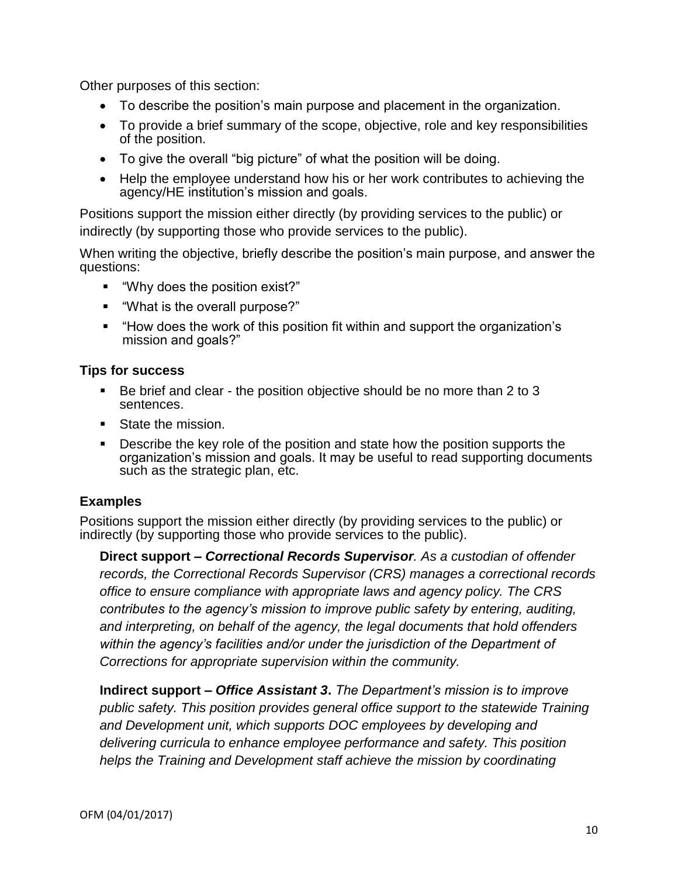Other purposes of this section:

- To describe the position's main purpose and placement in the organization.
- To provide a brief summary of the scope, objective, role and key responsibilities of the position.
- To give the overall "big picture" of what the position will be doing.
- Help the employee understand how his or her work contributes to achieving the agency/HE institution's mission and goals.

Positions support the mission either directly (by providing services to the public) or indirectly (by supporting those who provide services to the public).

When writing the objective, briefly describe the position's main purpose, and answer the questions:

- "Why does the position exist?"
- "What is the overall purpose?"
- "How does the work of this position fit within and support the organization's mission and goals?"

### Tips for success

- Be brief and clear - the position objective should be no more than 2 to 3 sentences.
- State the mission.
- Describe the key role of the position and state how the position supports the organization's mission and goals. It may be useful to read supporting documents such as the strategic plan, etc.

### Examples

Positions support the mission either directly (by providing services to the public) or indirectly (by supporting those who provide services to the public).

> **Direct support –** ***Correctional Records Supervisor***. *As a custodian of offender records, the Correctional Records Supervisor (CRS) manages a correctional records office to ensure compliance with appropriate laws and agency policy. The CRS contributes to the agency's mission to improve public safety by entering, auditing, and interpreting, on behalf of the agency, the legal documents that hold offenders within the agency's facilities and/or under the jurisdiction of the Department of Corrections for appropriate supervision within the community.*

> **Indirect support –** ***Office Assistant 3***. *The Department's mission is to improve public safety. This position provides general office support to the statewide Training and Development unit, which supports DOC employees by developing and delivering curricula to enhance employee performance and safety. This position helps the Training and Development staff achieve the mission by coordinating*

OFM (04/01/2017)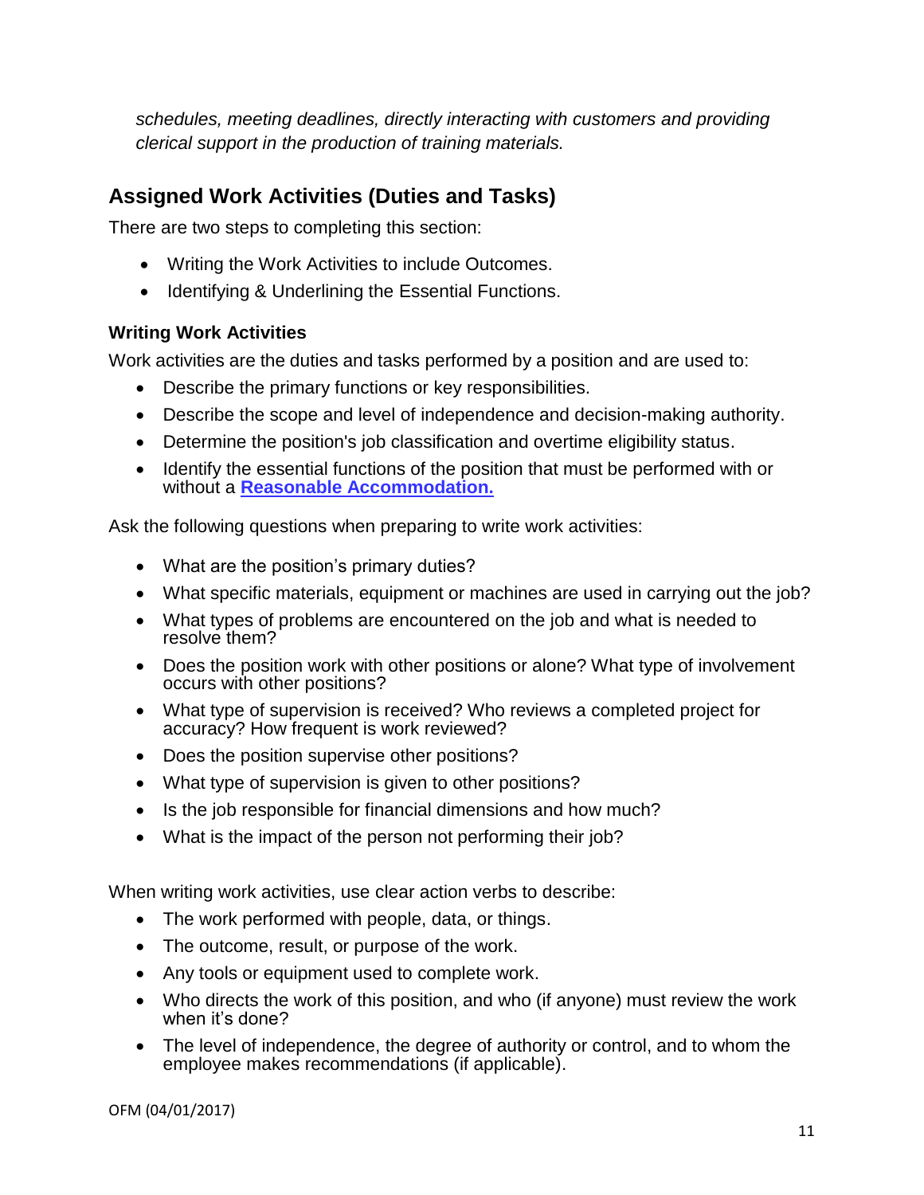*schedules, meeting deadlines, directly interacting with customers and providing clerical support in the production of training materials.*

## Assigned Work Activities (Duties and Tasks)

There are two steps to completing this section:

- Writing the Work Activities to include Outcomes.
- Identifying & Underlining the Essential Functions.

### Writing Work Activities

Work activities are the duties and tasks performed by a position and are used to:

- Describe the primary functions or key responsibilities.
- Describe the scope and level of independence and decision-making authority.
- Determine the position's job classification and overtime eligibility status.
- Identify the essential functions of the position that must be performed with or without a **Reasonable Accommodation.**

Ask the following questions when preparing to write work activities:

- What are the position's primary duties?
- What specific materials, equipment or machines are used in carrying out the job?
- What types of problems are encountered on the job and what is needed to resolve them?
- Does the position work with other positions or alone? What type of involvement occurs with other positions?
- What type of supervision is received? Who reviews a completed project for accuracy? How frequent is work reviewed?
- Does the position supervise other positions?
- What type of supervision is given to other positions?
- Is the job responsible for financial dimensions and how much?
- What is the impact of the person not performing their job?

When writing work activities, use clear action verbs to describe:

- The work performed with people, data, or things.
- The outcome, result, or purpose of the work.
- Any tools or equipment used to complete work.
- Who directs the work of this position, and who (if anyone) must review the work when it's done?
- The level of independence, the degree of authority or control, and to whom the employee makes recommendations (if applicable).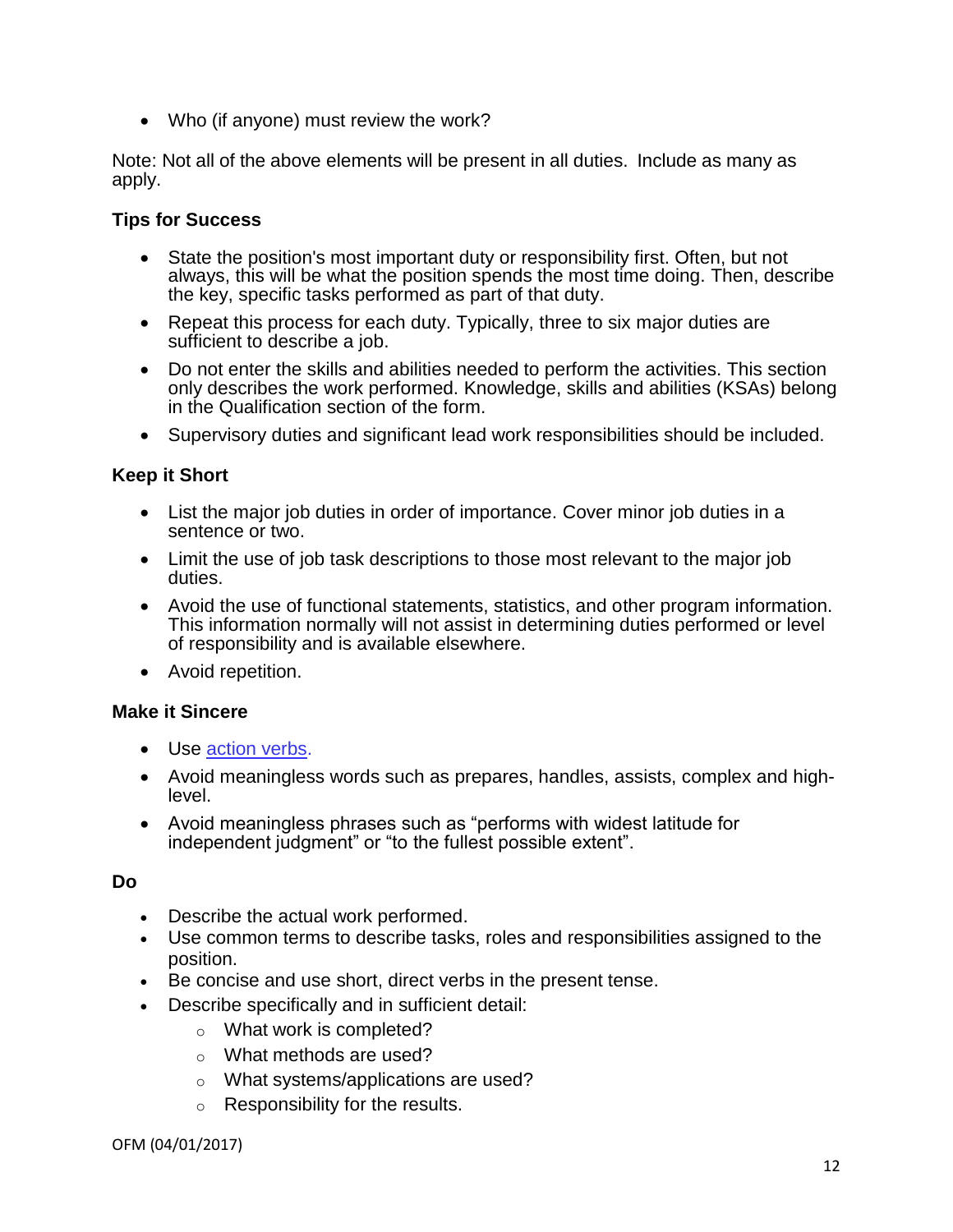- Who (if anyone) must review the work?

Note: Not all of the above elements will be present in all duties. Include as many as apply.

### Tips for Success

- State the position's most important duty or responsibility first. Often, but not always, this will be what the position spends the most time doing. Then, describe the key, specific tasks performed as part of that duty.
- Repeat this process for each duty. Typically, three to six major duties are sufficient to describe a job.
- Do not enter the skills and abilities needed to perform the activities. This section only describes the work performed. Knowledge, skills and abilities (KSAs) belong in the Qualification section of the form.
- Supervisory duties and significant lead work responsibilities should be included.

### Keep it Short

- List the major job duties in order of importance. Cover minor job duties in a sentence or two.
- Limit the use of job task descriptions to those most relevant to the major job duties.
- Avoid the use of functional statements, statistics, and other program information. This information normally will not assist in determining duties performed or level of responsibility and is available elsewhere.
- Avoid repetition.

### Make it Sincere

- Use action verbs.
- Avoid meaningless words such as prepares, handles, assists, complex and high-level.
- Avoid meaningless phrases such as "performs with widest latitude for independent judgment" or "to the fullest possible extent".

### Do

- Describe the actual work performed.
- Use common terms to describe tasks, roles and responsibilities assigned to the position.
- Be concise and use short, direct verbs in the present tense.
- Describe specifically and in sufficient detail:
  - What work is completed?
  - What methods are used?
  - What systems/applications are used?
  - Responsibility for the results.

OFM (04/01/2017)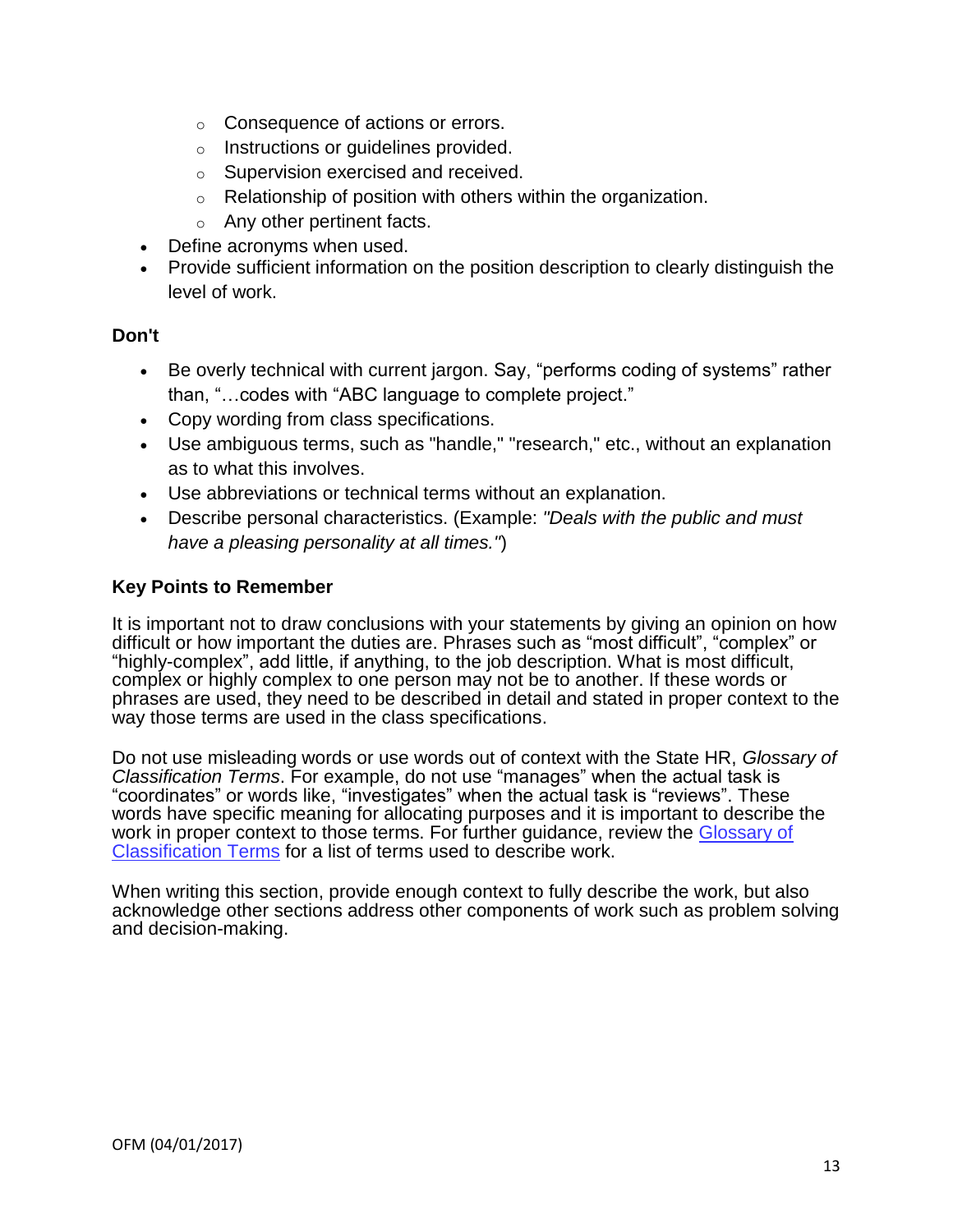- Consequence of actions or errors.
  - Instructions or guidelines provided.
  - Supervision exercised and received.
  - Relationship of position with others within the organization.
  - Any other pertinent facts.
- Define acronyms when used.
- Provide sufficient information on the position description to clearly distinguish the level of work.

**Don't**

- Be overly technical with current jargon. Say, "performs coding of systems" rather than, "…codes with "ABC language to complete project."
- Copy wording from class specifications.
- Use ambiguous terms, such as "handle," "research," etc., without an explanation as to what this involves.
- Use abbreviations or technical terms without an explanation.
- Describe personal characteristics. (Example: *"Deals with the public and must have a pleasing personality at all times."*)

**Key Points to Remember**

It is important not to draw conclusions with your statements by giving an opinion on how difficult or how important the duties are. Phrases such as "most difficult", "complex" or "highly-complex", add little, if anything, to the job description. What is most difficult, complex or highly complex to one person may not be to another. If these words or phrases are used, they need to be described in detail and stated in proper context to the way those terms are used in the class specifications.

Do not use misleading words or use words out of context with the State HR, *Glossary of Classification Terms*. For example, do not use "manages" when the actual task is "coordinates" or words like, "investigates" when the actual task is "reviews". These words have specific meaning for allocating purposes and it is important to describe the work in proper context to those terms. For further guidance, review the Glossary of Classification Terms for a list of terms used to describe work.

When writing this section, provide enough context to fully describe the work, but also acknowledge other sections address other components of work such as problem solving and decision-making.

OFM (04/01/2017)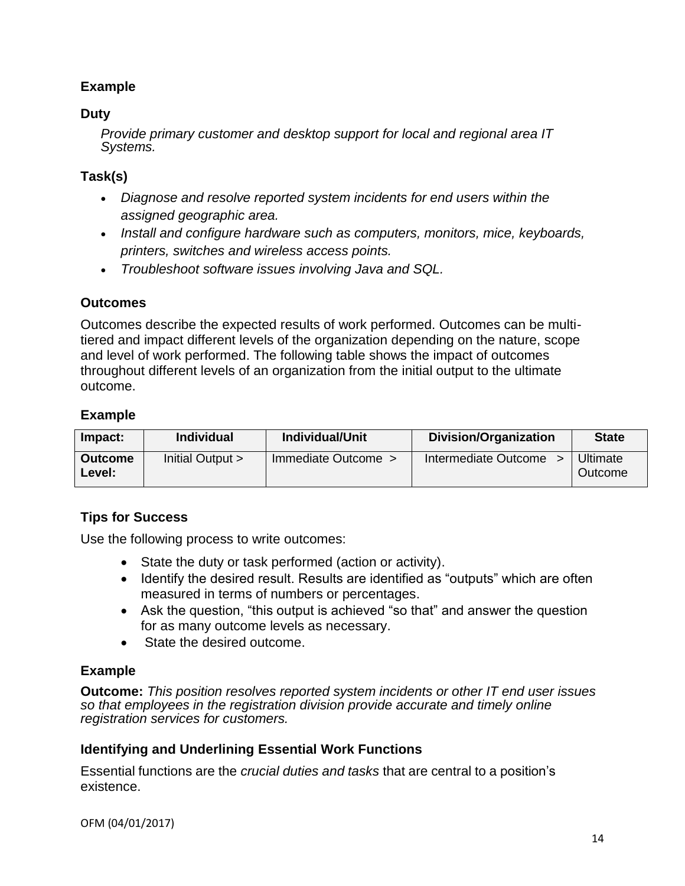### Example

### Duty

*Provide primary customer and desktop support for local and regional area IT Systems.*

### Task(s)

- *Diagnose and resolve reported system incidents for end users within the assigned geographic area.*
- *Install and configure hardware such as computers, monitors, mice, keyboards, printers, switches and wireless access points.*
- *Troubleshoot software issues involving Java and SQL.*

### Outcomes

Outcomes describe the expected results of work performed. Outcomes can be multi-tiered and impact different levels of the organization depending on the nature, scope and level of work performed. The following table shows the impact of outcomes throughout different levels of an organization from the initial output to the ultimate outcome.

### Example

| **Impact:** | **Individual** | **Individual/Unit** | **Division/Organization** | **State** |
|---|---|---|---|---|
| **Outcome Level:** | Initial Output > | Immediate Outcome > | Intermediate Outcome > | Ultimate Outcome |

### Tips for Success

Use the following process to write outcomes:

- State the duty or task performed (action or activity).
- Identify the desired result. Results are identified as "outputs" which are often measured in terms of numbers or percentages.
- Ask the question, "this output is achieved "so that" and answer the question for as many outcome levels as necessary.
- State the desired outcome.

### Example

**Outcome:** *This position resolves reported system incidents or other IT end user issues so that employees in the registration division provide accurate and timely online registration services for customers.*

### Identifying and Underlining Essential Work Functions

Essential functions are the *crucial duties and tasks* that are central to a position's existence.

OFM (04/01/2017)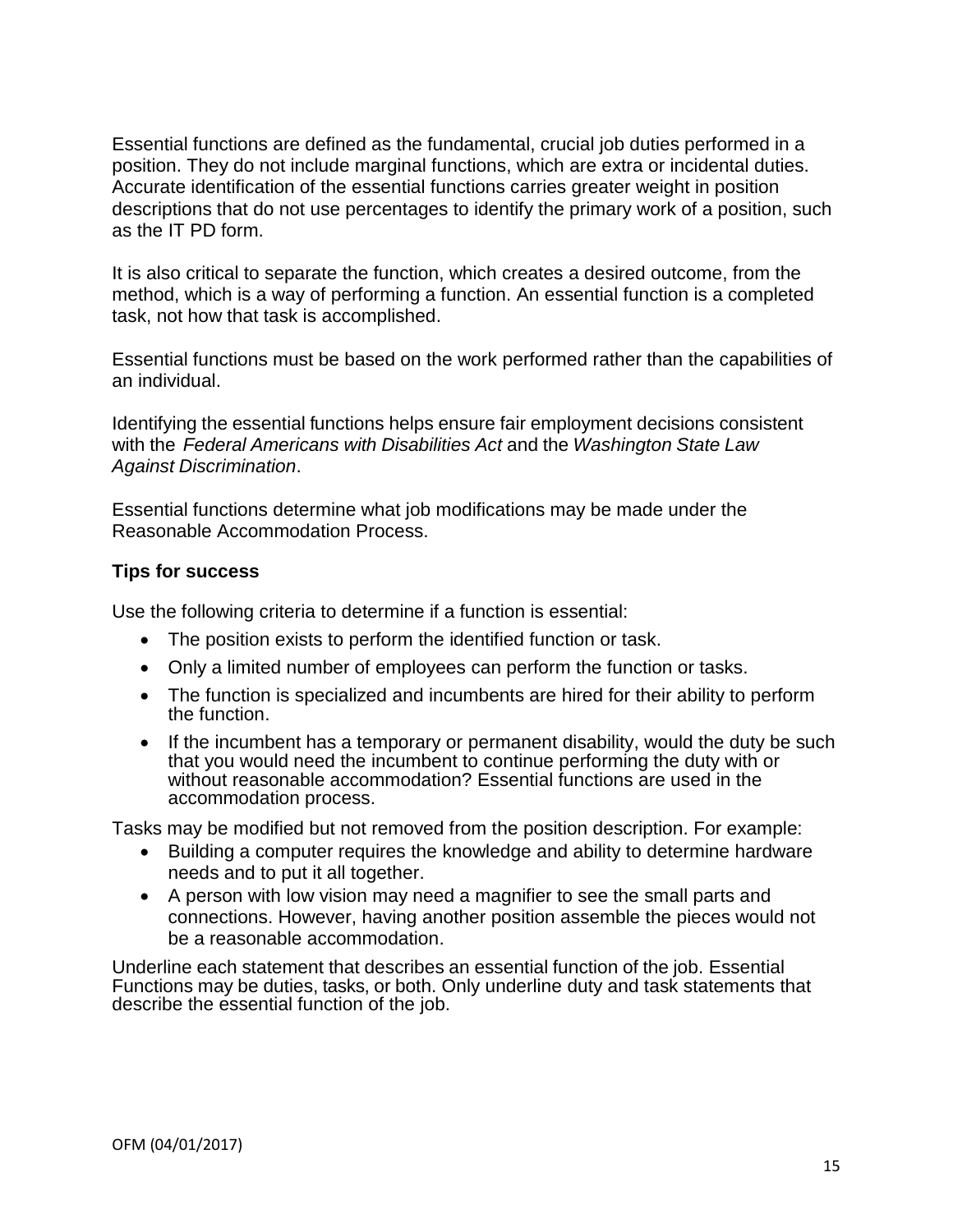Essential functions are defined as the fundamental, crucial job duties performed in a position. They do not include marginal functions, which are extra or incidental duties. Accurate identification of the essential functions carries greater weight in position descriptions that do not use percentages to identify the primary work of a position, such as the IT PD form.

It is also critical to separate the function, which creates a desired outcome, from the method, which is a way of performing a function. An essential function is a completed task, not how that task is accomplished.

Essential functions must be based on the work performed rather than the capabilities of an individual.

Identifying the essential functions helps ensure fair employment decisions consistent with the *Federal Americans with Disabilities Act* and the *Washington State Law Against Discrimination*.

Essential functions determine what job modifications may be made under the Reasonable Accommodation Process.

**Tips for success**

Use the following criteria to determine if a function is essential:

- The position exists to perform the identified function or task.
- Only a limited number of employees can perform the function or tasks.
- The function is specialized and incumbents are hired for their ability to perform the function.
- If the incumbent has a temporary or permanent disability, would the duty be such that you would need the incumbent to continue performing the duty with or without reasonable accommodation? Essential functions are used in the accommodation process.

Tasks may be modified but not removed from the position description. For example:

- Building a computer requires the knowledge and ability to determine hardware needs and to put it all together.
- A person with low vision may need a magnifier to see the small parts and connections. However, having another position assemble the pieces would not be a reasonable accommodation.

Underline each statement that describes an essential function of the job. Essential Functions may be duties, tasks, or both. Only underline duty and task statements that describe the essential function of the job.

OFM (04/01/2017)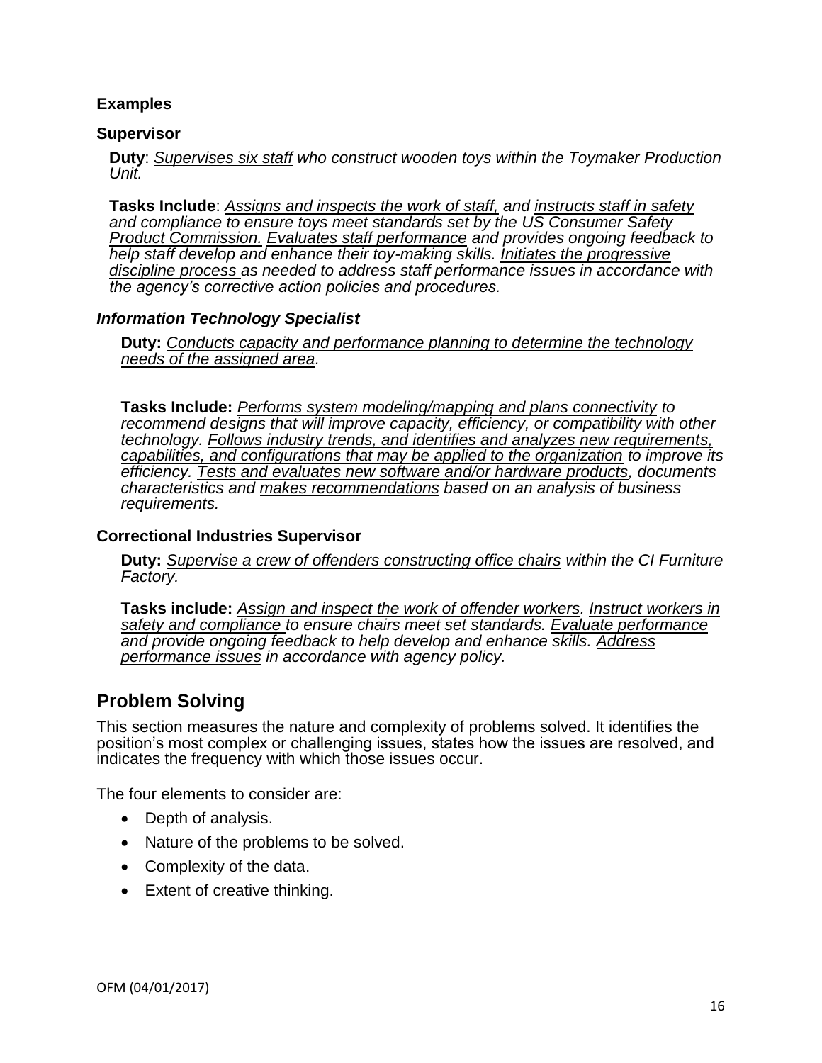**Examples**

**Supervisor**

**Duty**: *Supervises six staff who construct wooden toys within the Toymaker Production Unit.*

**Tasks Include**: *Assigns and inspects the work of staff, and instructs staff in safety and compliance to ensure toys meet standards set by the US Consumer Safety Product Commission. Evaluates staff performance and provides ongoing feedback to help staff develop and enhance their toy-making skills. Initiates the progressive discipline process as needed to address staff performance issues in accordance with the agency's corrective action policies and procedures.*

***Information Technology Specialist***

**Duty:** *Conducts capacity and performance planning to determine the technology needs of the assigned area.*

**Tasks Include:** *Performs system modeling/mapping and plans connectivity to recommend designs that will improve capacity, efficiency, or compatibility with other technology. Follows industry trends, and identifies and analyzes new requirements, capabilities, and configurations that may be applied to the organization to improve its efficiency. Tests and evaluates new software and/or hardware products, documents characteristics and makes recommendations based on an analysis of business requirements.*

**Correctional Industries Supervisor**

**Duty:** *Supervise a crew of offenders constructing office chairs within the CI Furniture Factory.*

**Tasks include:** *Assign and inspect the work of offender workers. Instruct workers in safety and compliance to ensure chairs meet set standards. Evaluate performance and provide ongoing feedback to help develop and enhance skills. Address performance issues in accordance with agency policy.*

## Problem Solving

This section measures the nature and complexity of problems solved. It identifies the position's most complex or challenging issues, states how the issues are resolved, and indicates the frequency with which those issues occur.

The four elements to consider are:

- Depth of analysis.
- Nature of the problems to be solved.
- Complexity of the data.
- Extent of creative thinking.

OFM (04/01/2017)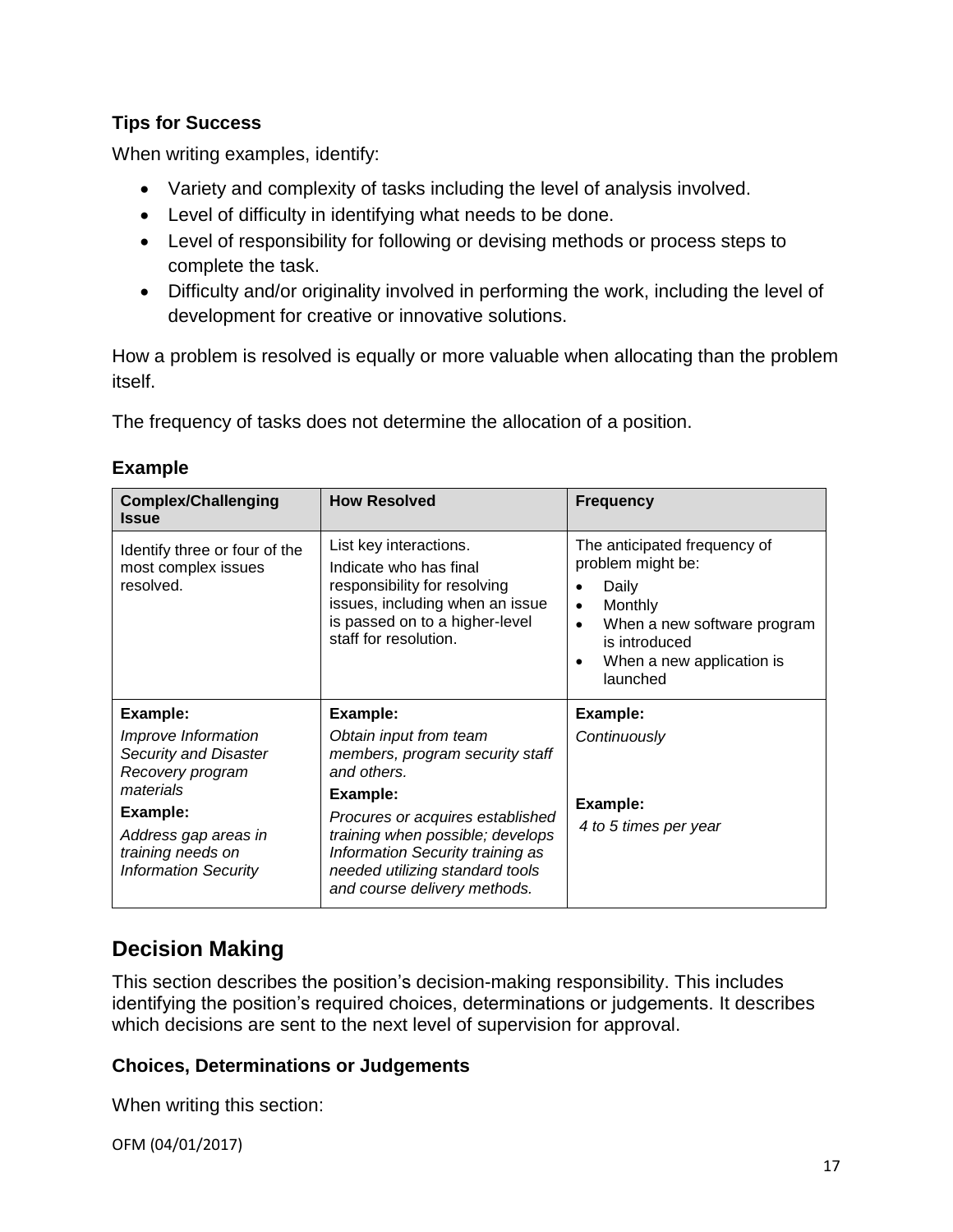### Tips for Success

When writing examples, identify:

- Variety and complexity of tasks including the level of analysis involved.
- Level of difficulty in identifying what needs to be done.
- Level of responsibility for following or devising methods or process steps to complete the task.
- Difficulty and/or originality involved in performing the work, including the level of development for creative or innovative solutions.

How a problem is resolved is equally or more valuable when allocating than the problem itself.

The frequency of tasks does not determine the allocation of a position.

### Example

| Complex/Challenging Issue | How Resolved | Frequency |
| --- | --- | --- |
| Identify three or four of the most complex issues resolved. | List key interactions.<br>Indicate who has final responsibility for resolving issues, including when an issue is passed on to a higher-level staff for resolution. | The anticipated frequency of problem might be:<br>• Daily<br>• Monthly<br>• When a new software program is introduced<br>• When a new application is launched |
| **Example:**<br>*Improve Information Security and Disaster Recovery program materials*<br>**Example:**<br>*Address gap areas in training needs on Information Security* | **Example:**<br>*Obtain input from team members, program security staff and others.*<br>**Example:**<br>*Procures or acquires established training when possible; develops Information Security training as needed utilizing standard tools and course delivery methods.* | **Example:**<br>*Continuously*<br>**Example:**<br>*4 to 5 times per year* |

## Decision Making

This section describes the position's decision-making responsibility. This includes identifying the position's required choices, determinations or judgements. It describes which decisions are sent to the next level of supervision for approval.

### Choices, Determinations or Judgements

When writing this section: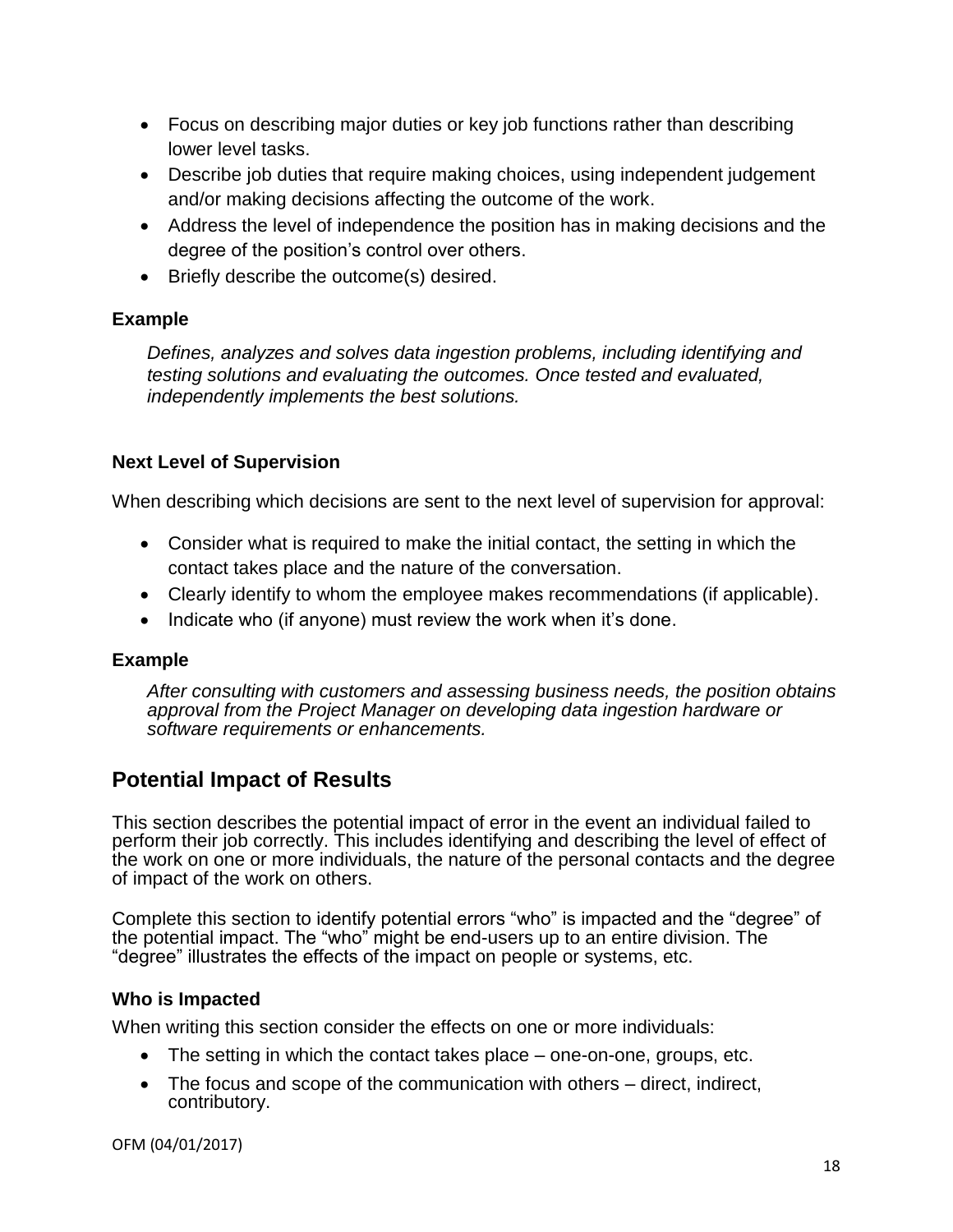- Focus on describing major duties or key job functions rather than describing lower level tasks.
- Describe job duties that require making choices, using independent judgement and/or making decisions affecting the outcome of the work.
- Address the level of independence the position has in making decisions and the degree of the position's control over others.
- Briefly describe the outcome(s) desired.

### Example

*Defines, analyzes and solves data ingestion problems, including identifying and testing solutions and evaluating the outcomes. Once tested and evaluated, independently implements the best solutions.*

### Next Level of Supervision

When describing which decisions are sent to the next level of supervision for approval:

- Consider what is required to make the initial contact, the setting in which the contact takes place and the nature of the conversation.
- Clearly identify to whom the employee makes recommendations (if applicable).
- Indicate who (if anyone) must review the work when it's done.

### Example

*After consulting with customers and assessing business needs, the position obtains approval from the Project Manager on developing data ingestion hardware or software requirements or enhancements.*

## Potential Impact of Results

This section describes the potential impact of error in the event an individual failed to perform their job correctly. This includes identifying and describing the level of effect of the work on one or more individuals, the nature of the personal contacts and the degree of impact of the work on others.

Complete this section to identify potential errors "who" is impacted and the "degree" of the potential impact. The "who" might be end-users up to an entire division. The "degree" illustrates the effects of the impact on people or systems, etc.

### Who is Impacted

When writing this section consider the effects on one or more individuals:

- The setting in which the contact takes place – one-on-one, groups, etc.
- The focus and scope of the communication with others – direct, indirect, contributory.

OFM (04/01/2017)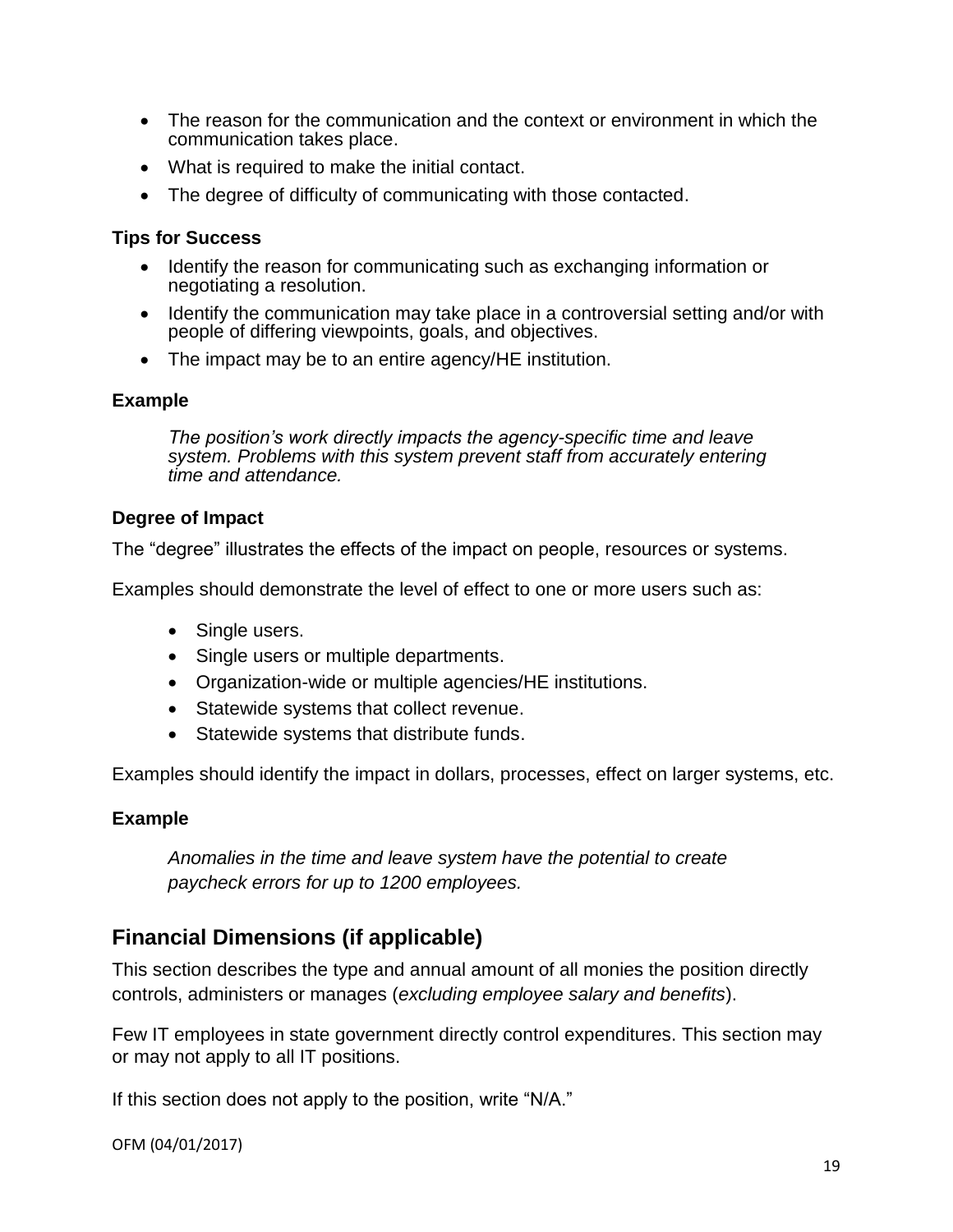- The reason for the communication and the context or environment in which the communication takes place.
- What is required to make the initial contact.
- The degree of difficulty of communicating with those contacted.

### Tips for Success

- Identify the reason for communicating such as exchanging information or negotiating a resolution.
- Identify the communication may take place in a controversial setting and/or with people of differing viewpoints, goals, and objectives.
- The impact may be to an entire agency/HE institution.

### Example

> *The position's work directly impacts the agency-specific time and leave system. Problems with this system prevent staff from accurately entering time and attendance.*

### Degree of Impact

The "degree" illustrates the effects of the impact on people, resources or systems.

Examples should demonstrate the level of effect to one or more users such as:

- Single users.
- Single users or multiple departments.
- Organization-wide or multiple agencies/HE institutions.
- Statewide systems that collect revenue.
- Statewide systems that distribute funds.

Examples should identify the impact in dollars, processes, effect on larger systems, etc.

### Example

> *Anomalies in the time and leave system have the potential to create paycheck errors for up to 1200 employees.*

## Financial Dimensions (if applicable)

This section describes the type and annual amount of all monies the position directly controls, administers or manages (*excluding employee salary and benefits*).

Few IT employees in state government directly control expenditures. This section may or may not apply to all IT positions.

If this section does not apply to the position, write "N/A."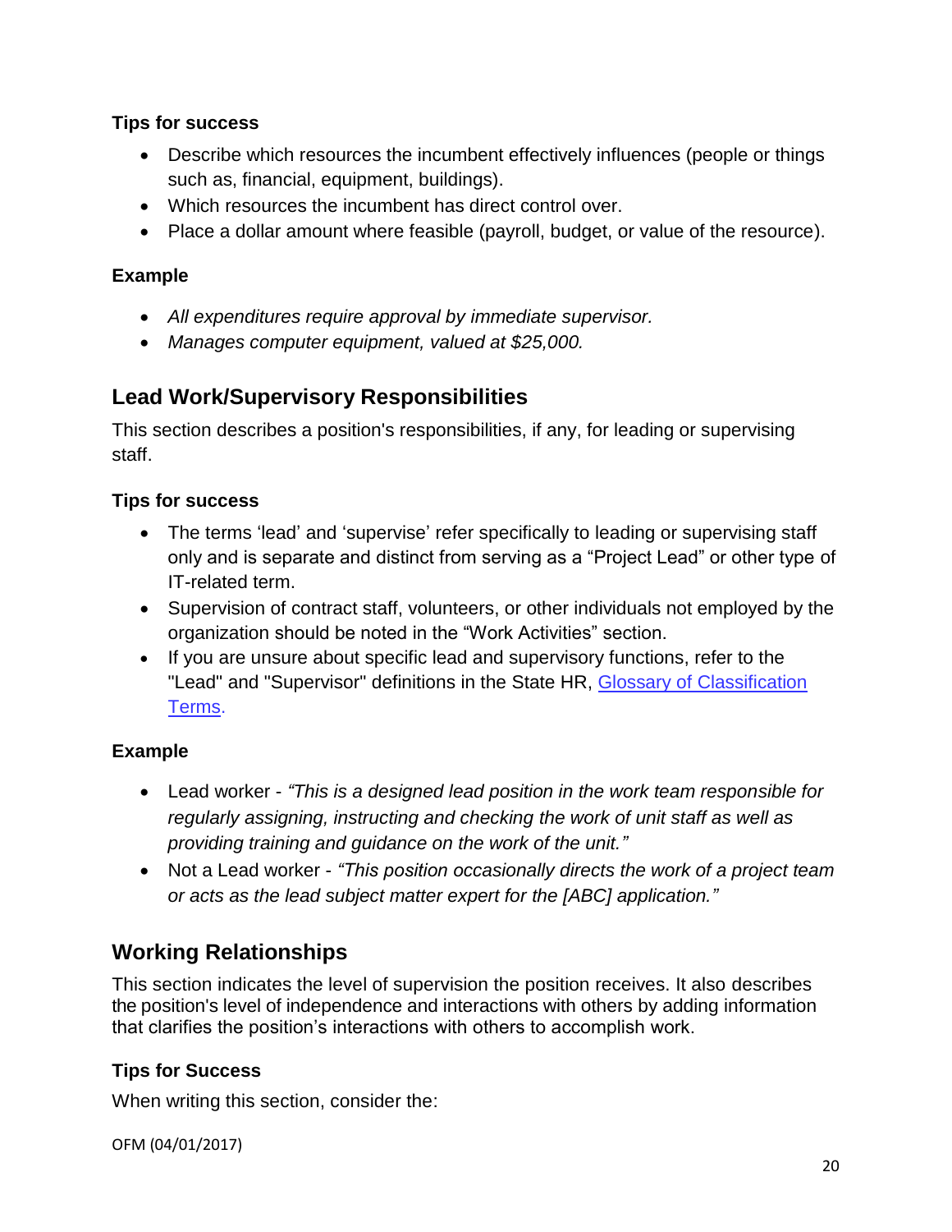### Tips for success

- Describe which resources the incumbent effectively influences (people or things such as, financial, equipment, buildings).
- Which resources the incumbent has direct control over.
- Place a dollar amount where feasible (payroll, budget, or value of the resource).

### Example

- *All expenditures require approval by immediate supervisor.*
- *Manages computer equipment, valued at $25,000.*

## Lead Work/Supervisory Responsibilities

This section describes a position's responsibilities, if any, for leading or supervising staff.

### Tips for success

- The terms 'lead' and 'supervise' refer specifically to leading or supervising staff only and is separate and distinct from serving as a "Project Lead" or other type of IT-related term.
- Supervision of contract staff, volunteers, or other individuals not employed by the organization should be noted in the "Work Activities" section.
- If you are unsure about specific lead and supervisory functions, refer to the "Lead" and "Supervisor" definitions in the State HR, [Glossary of Classification Terms](#).

### Example

- Lead worker - *"This is a designed lead position in the work team responsible for regularly assigning, instructing and checking the work of unit staff as well as providing training and guidance on the work of the unit."*
- Not a Lead worker - *"This position occasionally directs the work of a project team or acts as the lead subject matter expert for the [ABC] application."*

## Working Relationships

This section indicates the level of supervision the position receives. It also describes the position's level of independence and interactions with others by adding information that clarifies the position's interactions with others to accomplish work.

### Tips for Success

When writing this section, consider the: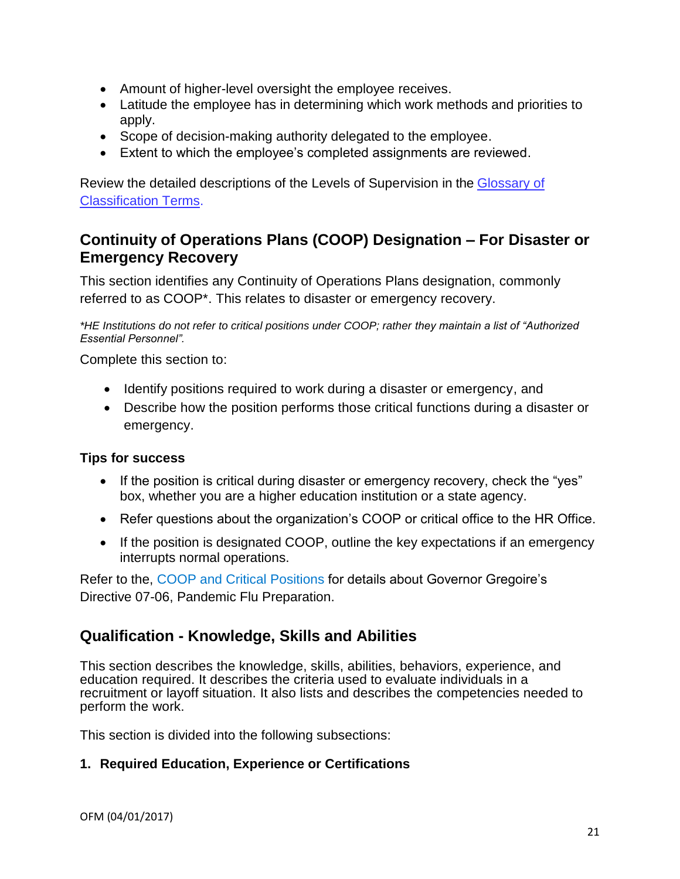- Amount of higher-level oversight the employee receives.
- Latitude the employee has in determining which work methods and priorities to apply.
- Scope of decision-making authority delegated to the employee.
- Extent to which the employee's completed assignments are reviewed.

Review the detailed descriptions of the Levels of Supervision in the Glossary of Classification Terms.

## Continuity of Operations Plans (COOP) Designation – For Disaster or Emergency Recovery

This section identifies any Continuity of Operations Plans designation, commonly referred to as COOP*. This relates to disaster or emergency recovery.

*\*HE Institutions do not refer to critical positions under COOP; rather they maintain a list of "Authorized Essential Personnel".*

Complete this section to:

- Identify positions required to work during a disaster or emergency, and
- Describe how the position performs those critical functions during a disaster or emergency.

### Tips for success

- If the position is critical during disaster or emergency recovery, check the "yes" box, whether you are a higher education institution or a state agency.
- Refer questions about the organization's COOP or critical office to the HR Office.
- If the position is designated COOP, outline the key expectations if an emergency interrupts normal operations.

Refer to the, COOP and Critical Positions for details about Governor Gregoire's Directive 07-06, Pandemic Flu Preparation.

## Qualification - Knowledge, Skills and Abilities

This section describes the knowledge, skills, abilities, behaviors, experience, and education required. It describes the criteria used to evaluate individuals in a recruitment or layoff situation. It also lists and describes the competencies needed to perform the work.

This section is divided into the following subsections:

**1. Required Education, Experience or Certifications**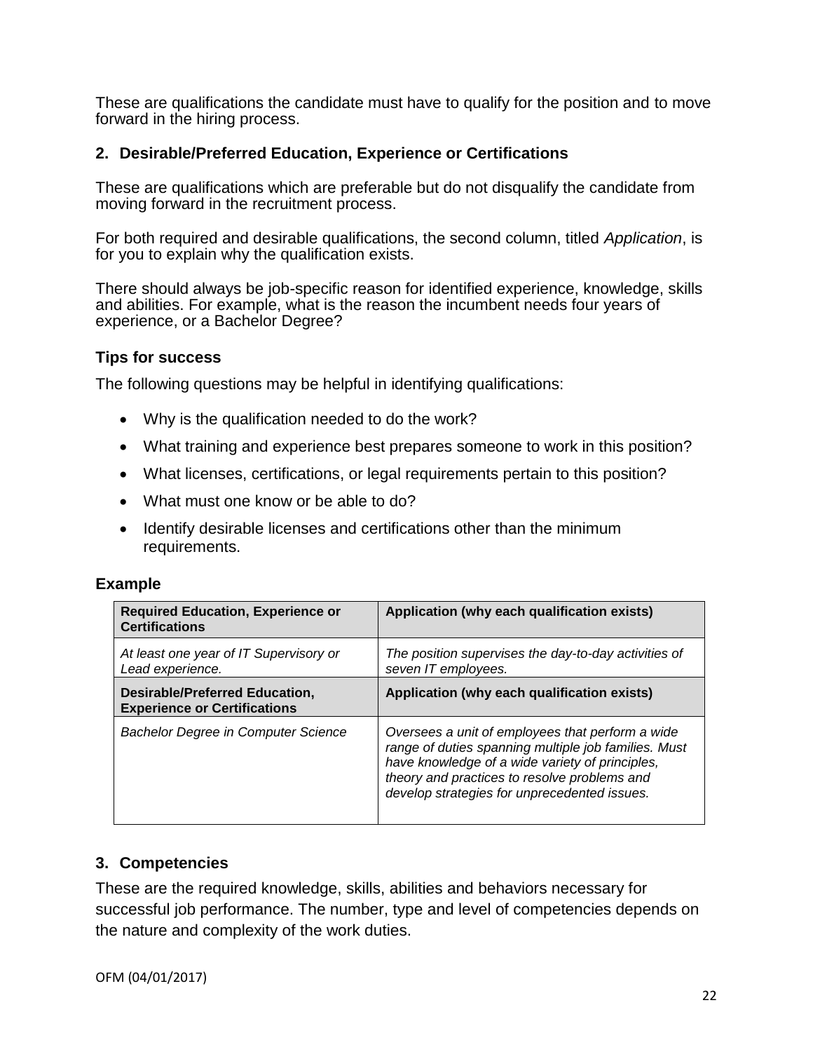These are qualifications the candidate must have to qualify for the position and to move forward in the hiring process.

### 2. Desirable/Preferred Education, Experience or Certifications

These are qualifications which are preferable but do not disqualify the candidate from moving forward in the recruitment process.

For both required and desirable qualifications, the second column, titled *Application*, is for you to explain why the qualification exists.

There should always be job-specific reason for identified experience, knowledge, skills and abilities. For example, what is the reason the incumbent needs four years of experience, or a Bachelor Degree?

#### Tips for success

The following questions may be helpful in identifying qualifications:

- Why is the qualification needed to do the work?
- What training and experience best prepares someone to work in this position?
- What licenses, certifications, or legal requirements pertain to this position?
- What must one know or be able to do?
- Identify desirable licenses and certifications other than the minimum requirements.

#### Example

| Required Education, Experience or Certifications | Application (why each qualification exists) |
| --- | --- |
| *At least one year of IT Supervisory or Lead experience.* | *The position supervises the day-to-day activities of seven IT employees.* |
| **Desirable/Preferred Education, Experience or Certifications** | **Application (why each qualification exists)** |
| *Bachelor Degree in Computer Science* | *Oversees a unit of employees that perform a wide range of duties spanning multiple job families. Must have knowledge of a wide variety of principles, theory and practices to resolve problems and develop strategies for unprecedented issues.* |

### 3. Competencies

These are the required knowledge, skills, abilities and behaviors necessary for successful job performance. The number, type and level of competencies depends on the nature and complexity of the work duties.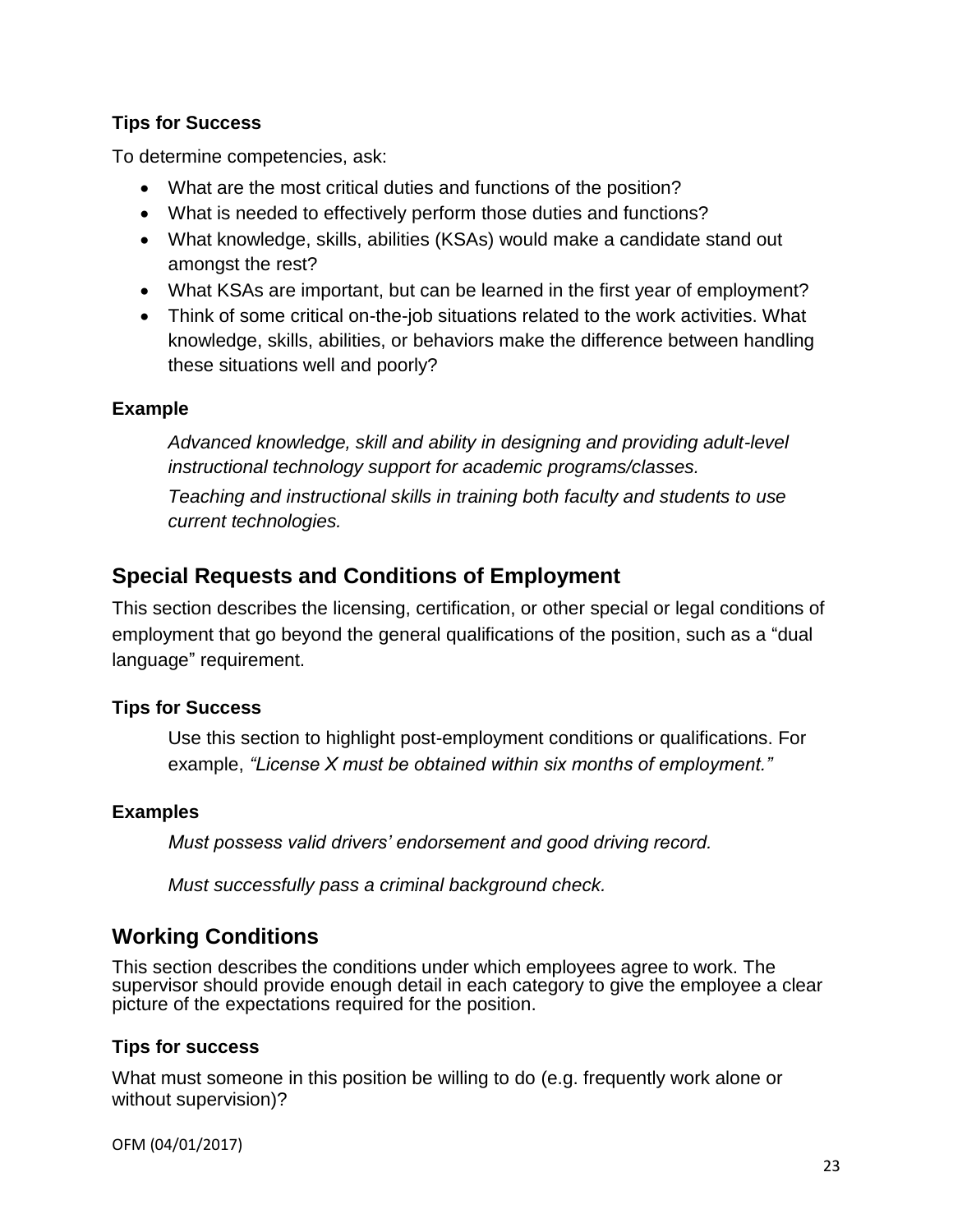### Tips for Success

To determine competencies, ask:

- What are the most critical duties and functions of the position?
- What is needed to effectively perform those duties and functions?
- What knowledge, skills, abilities (KSAs) would make a candidate stand out amongst the rest?
- What KSAs are important, but can be learned in the first year of employment?
- Think of some critical on-the-job situations related to the work activities. What knowledge, skills, abilities, or behaviors make the difference between handling these situations well and poorly?

### Example

*Advanced knowledge, skill and ability in designing and providing adult-level instructional technology support for academic programs/classes.*

*Teaching and instructional skills in training both faculty and students to use current technologies.*

## Special Requests and Conditions of Employment

This section describes the licensing, certification, or other special or legal conditions of employment that go beyond the general qualifications of the position, such as a "dual language" requirement.

### Tips for Success

Use this section to highlight post-employment conditions or qualifications. For example, *"License X must be obtained within six months of employment."*

### Examples

*Must possess valid drivers' endorsement and good driving record.*

*Must successfully pass a criminal background check.*

## Working Conditions

This section describes the conditions under which employees agree to work. The supervisor should provide enough detail in each category to give the employee a clear picture of the expectations required for the position.

### Tips for success

What must someone in this position be willing to do (e.g. frequently work alone or without supervision)?

OFM (04/01/2017)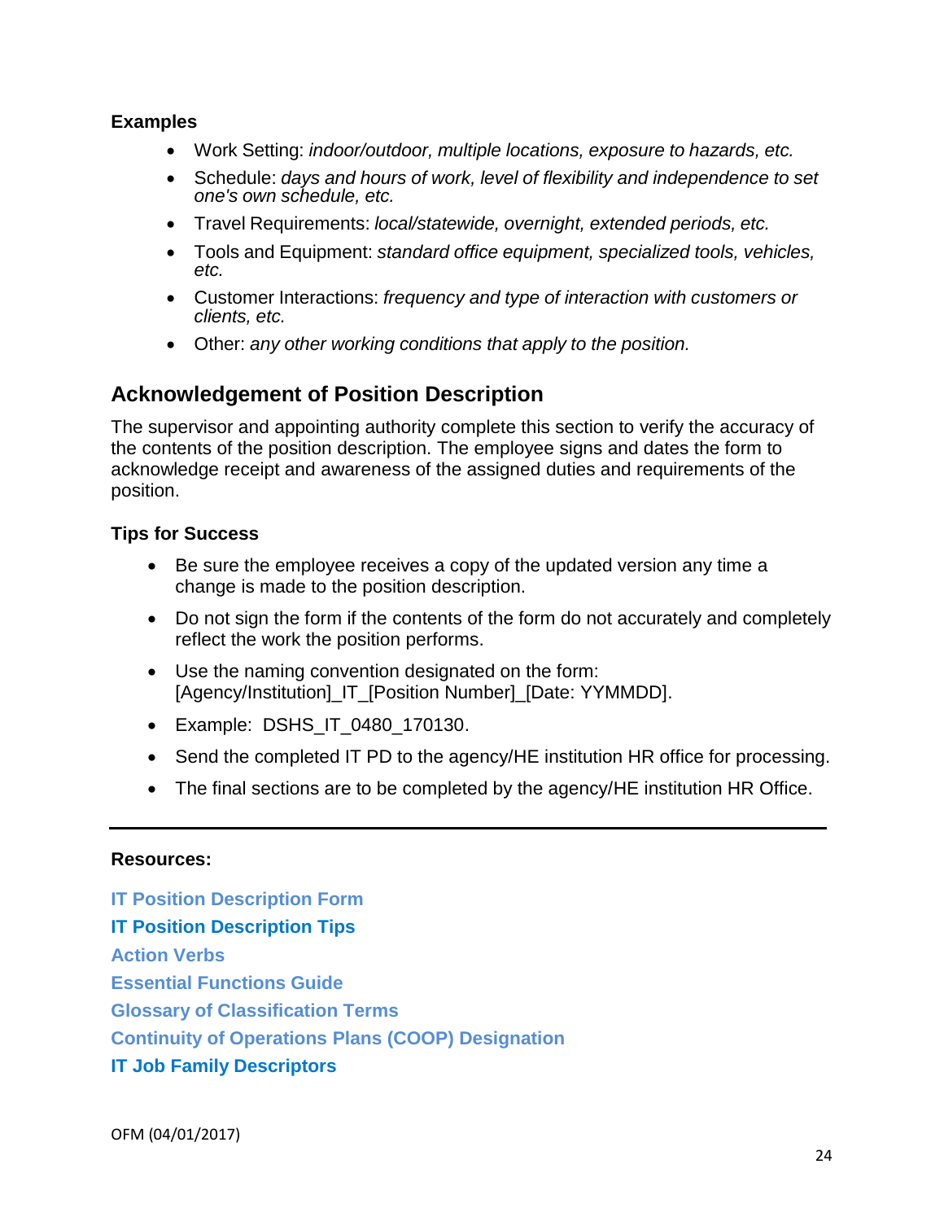**Examples**

- Work Setting: *indoor/outdoor, multiple locations, exposure to hazards, etc.*
- Schedule: *days and hours of work, level of flexibility and independence to set one's own schedule, etc.*
- Travel Requirements: *local/statewide, overnight, extended periods, etc.*
- Tools and Equipment: *standard office equipment, specialized tools, vehicles, etc.*
- Customer Interactions: *frequency and type of interaction with customers or clients, etc.*
- Other: *any other working conditions that apply to the position.*

## Acknowledgement of Position Description

The supervisor and appointing authority complete this section to verify the accuracy of the contents of the position description. The employee signs and dates the form to acknowledge receipt and awareness of the assigned duties and requirements of the position.

**Tips for Success**

- Be sure the employee receives a copy of the updated version any time a change is made to the position description.
- Do not sign the form if the contents of the form do not accurately and completely reflect the work the position performs.
- Use the naming convention designated on the form: [Agency/Institution]_IT_[Position Number]_[Date: YYMMDD].
- Example: DSHS_IT_0480_170130.
- Send the completed IT PD to the agency/HE institution HR office for processing.
- The final sections are to be completed by the agency/HE institution HR Office.

---

**Resources:**

**IT Position Description Form**
**IT Position Description Tips**
**Action Verbs**
**Essential Functions Guide**
**Glossary of Classification Terms**
**Continuity of Operations Plans (COOP) Designation**
**IT Job Family Descriptors**

OFM (04/01/2017)